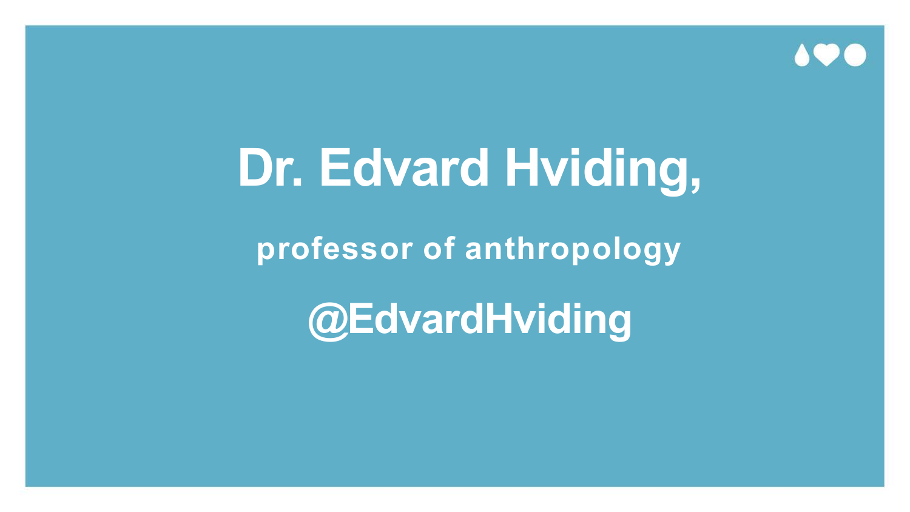# Dr. Edvard Hviding,

**professor of anthropology**

## @EdvardHviding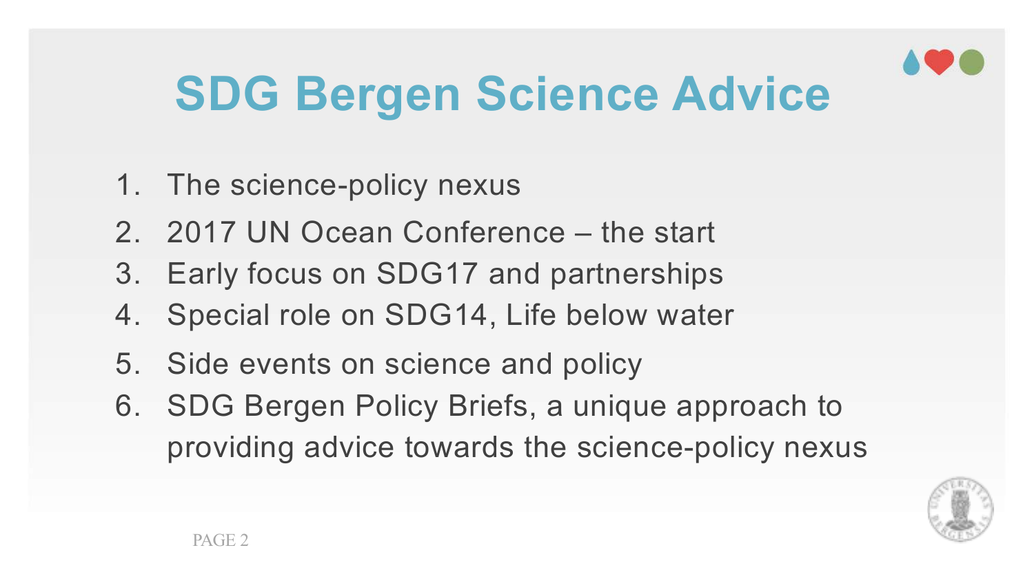# SDG Bergen Science Advice

1. The science-policy nexus
2. 2017 UN Ocean Conference – the start
3. Early focus on SDG17 and partnerships
4. Special role on SDG14, Life below water
5. Side events on science and policy
6. SDG Bergen Policy Briefs, a unique approach to providing advice towards the science-policy nexus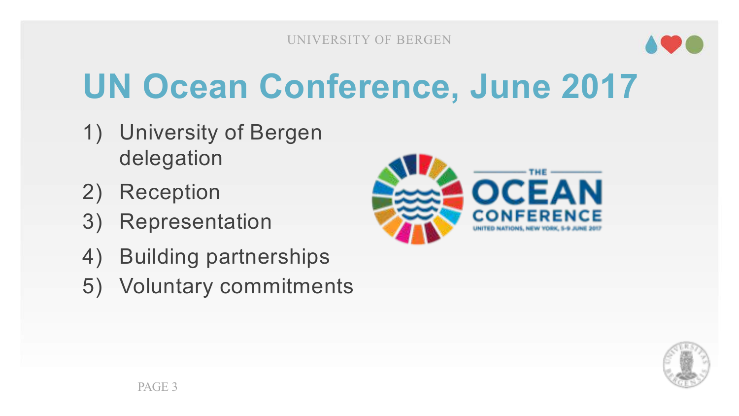# UN Ocean Conference, June 2017

1) University of Bergen delegation
2) Reception
3) Representation
4) Building partnerships
5) Voluntary commitments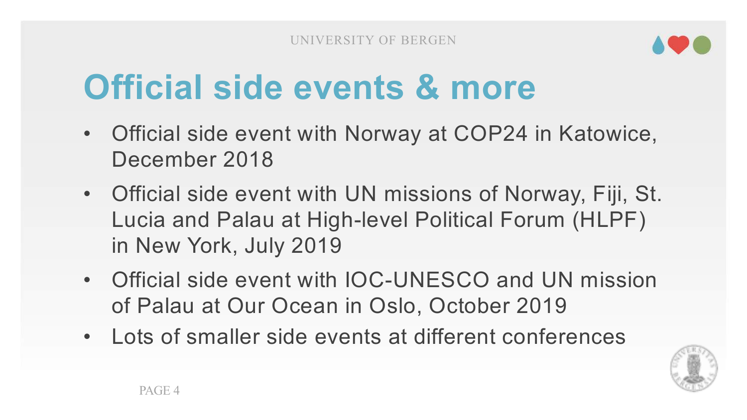# Official side events & more

- Official side event with Norway at COP24 in Katowice, December 2018
- Official side event with UN missions of Norway, Fiji, St. Lucia and Palau at High-level Political Forum (HLPF) in New York, July 2019
- Official side event with IOC-UNESCO and UN mission of Palau at Our Ocean in Oslo, October 2019
- Lots of smaller side events at different conferences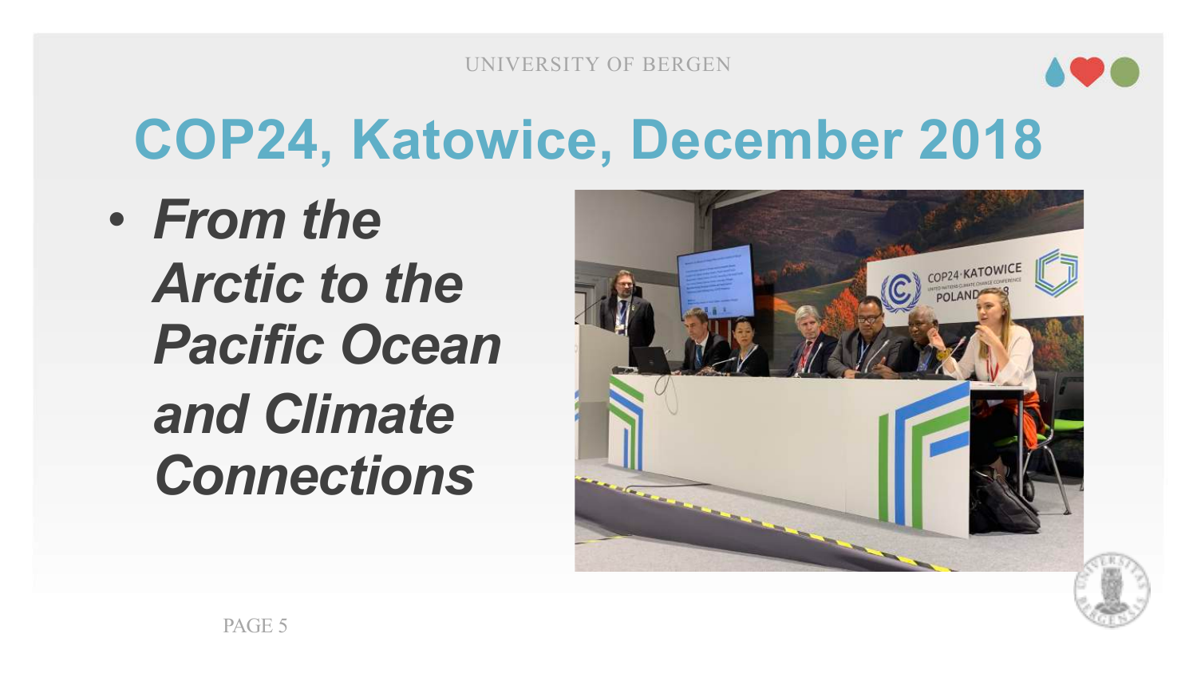# COP24, Katowice, December 2018

- ***From the Arctic to the Pacific Ocean and Climate Connections***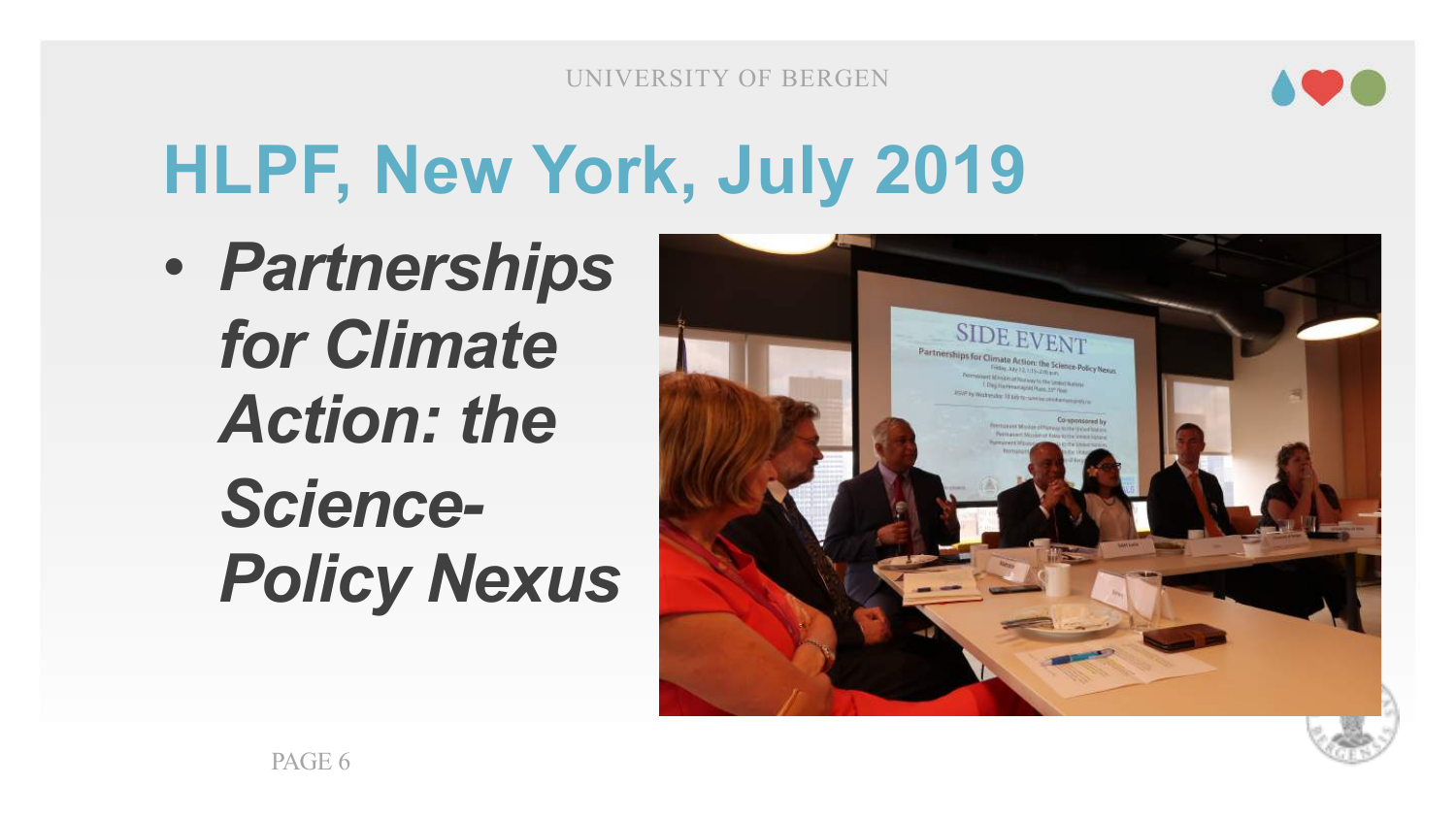# HLPF, New York, July 2019

- ***Partnerships for Climate Action: the Science-Policy Nexus***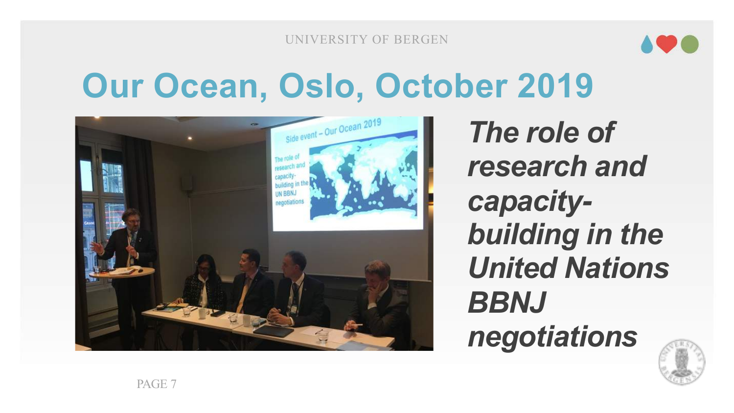# Our Ocean, Oslo, October 2019

***The role of research and capacity-building in the United Nations BBNJ negotiations***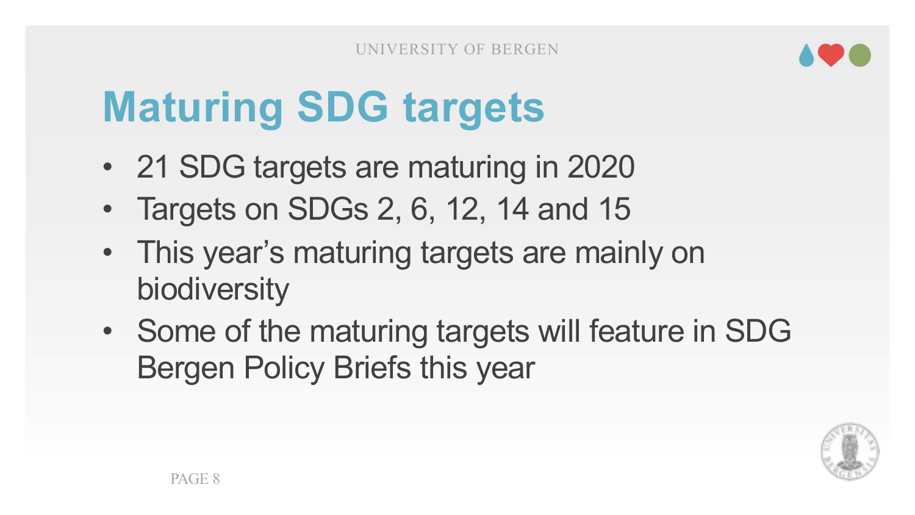# Maturing SDG targets

- 21 SDG targets are maturing in 2020
- Targets on SDGs 2, 6, 12, 14 and 15
- This year's maturing targets are mainly on biodiversity
- Some of the maturing targets will feature in SDG Bergen Policy Briefs this year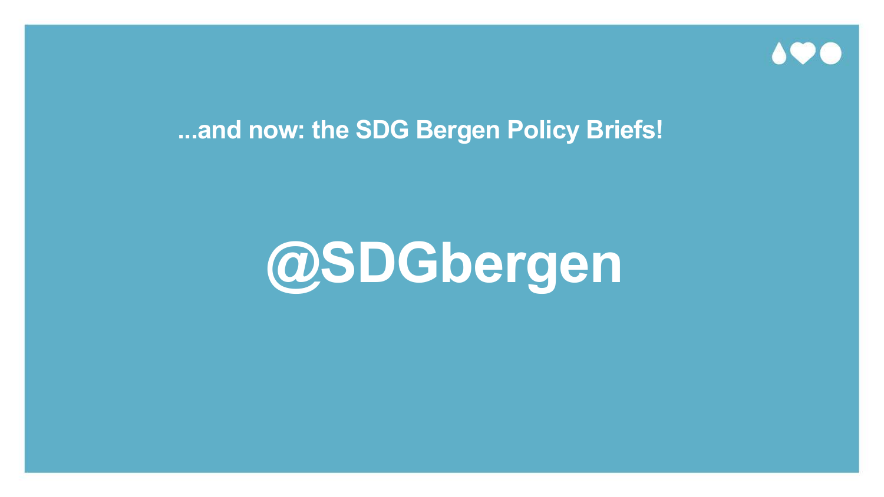...and now: the SDG Bergen Policy Briefs!

# @SDGbergen